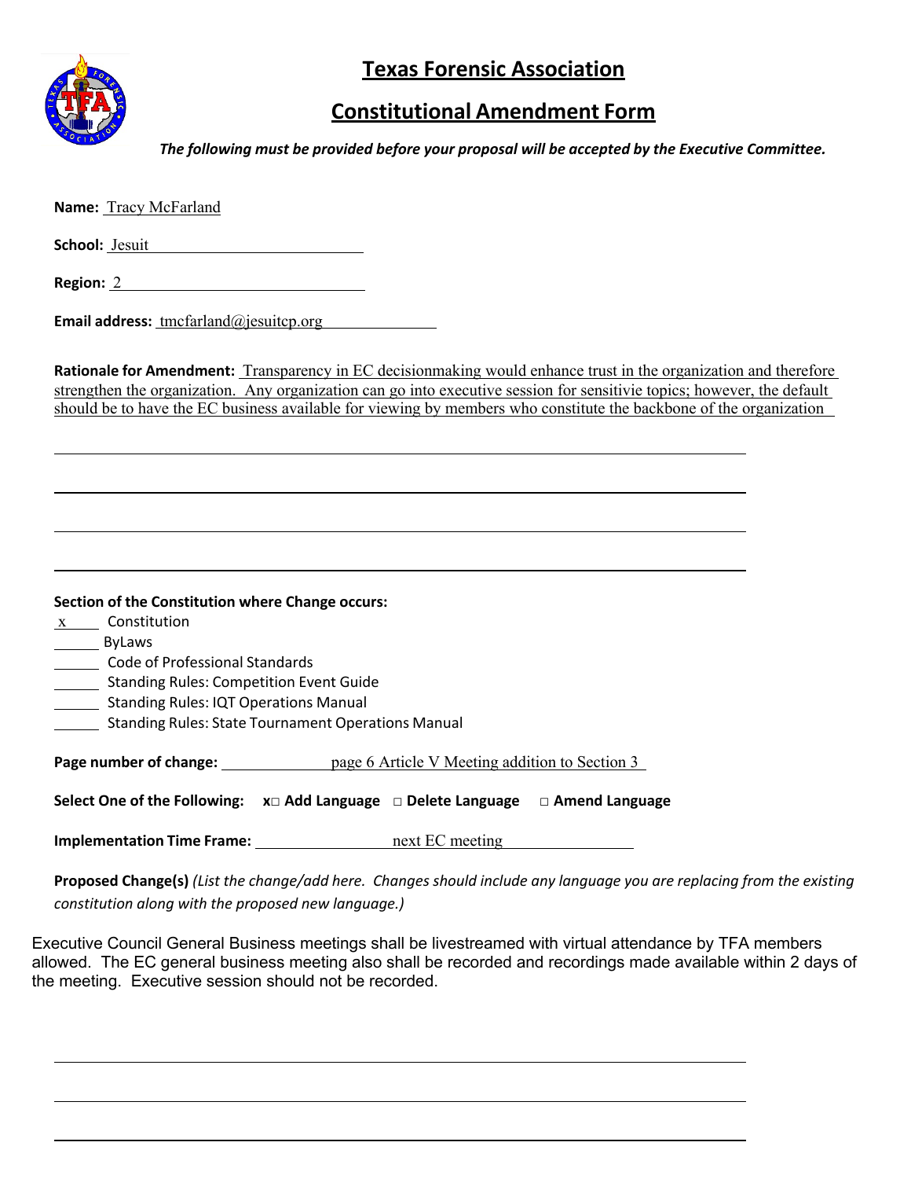# Texas Forensic Association

## Constitutional Amendment Form

***The following must be provided before your proposal will be accepted by the Executive Committee.***

**Name:** Tracy McFarland

**School:** Jesuit

**Region:** 2

**Email address:** tmcfarland@jesuitcp.org

**Rationale for Amendment:** Transparency in EC decisionmaking would enhance trust in the organization and therefore strengthen the organization. Any organization can go into executive session for sensitivie topics; however, the default should be to have the EC business available for viewing by members who constitute the backbone of the organization

**Section of the Constitution where Change occurs:**

x Constitution
___ ByLaws
___ Code of Professional Standards
___ Standing Rules: Competition Event Guide
___ Standing Rules: IQT Operations Manual
___ Standing Rules: State Tournament Operations Manual

**Page number of change:** page 6 Article V Meeting addition to Section 3

**Select One of the Following:** **x☐ Add Language** **☐ Delete Language** **☐ Amend Language**

**Implementation Time Frame:** next EC meeting

**Proposed Change(s)** *(List the change/add here. Changes should include any language you are replacing from the existing constitution along with the proposed new language.)*

Executive Council General Business meetings shall be livestreamed with virtual attendance by TFA members allowed. The EC general business meeting also shall be recorded and recordings made available within 2 days of the meeting. Executive session should not be recorded.